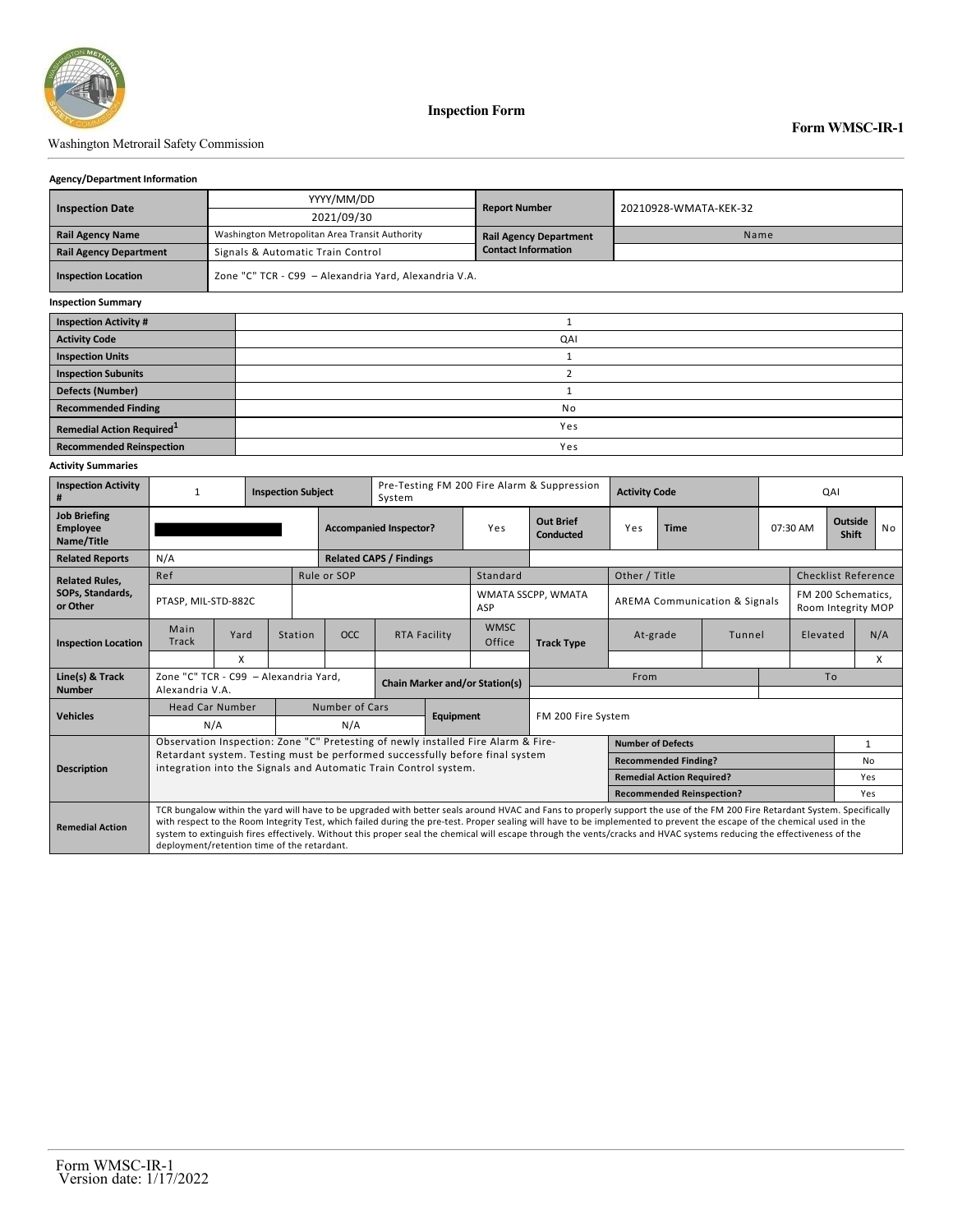Washington Metrorail Safety Commission

# Inspection Form

**Form WMSC-IR-1**

**Agency/Department Information**

| | | | |
|---|---|---|---|
| **Inspection Date** | YYYY/MM/DD<br>2021/09/30 | **Report Number** | 20210928-WMATA-KEK-32 |
| **Rail Agency Name** | Washington Metropolitan Area Transit Authority | **Rail Agency Department Contact Information** | Name |
| **Rail Agency Department** | Signals & Automatic Train Control | | |
| **Inspection Location** | Zone "C" TCR - C99 – Alexandria Yard, Alexandria V.A. | | |

**Inspection Summary**

| | |
|---|---|
| **Inspection Activity #** | 1 |
| **Activity Code** | QAI |
| **Inspection Units** | 1 |
| **Inspection Subunits** | 2 |
| **Defects (Number)** | 1 |
| **Recommended Finding** | No |
| **Remedial Action Required**[1] | Yes |
| **Recommended Reinspection** | Yes |

**Activity Summaries**

| | | | | | | | | | | | |
|---|---|---|---|---|---|---|---|---|---|---|---|
| **Inspection Activity #** | 1 | **Inspection Subject** | Pre-Testing FM 200 Fire Alarm & Suppression System | | | **Activity Code** | QAI | | | | |
| **Job Briefing Employee Name/Title** | ████████ | **Accompanied Inspector?** | Yes | **Out Brief Conducted** | Yes | **Time** | 07:30 AM | **Outside Shift** | No | | |
| **Related Reports** | N/A | **Related CAPS / Findings** | | | | | | | | | |
| **Related Rules, SOPs, Standards, or Other** | Ref | Rule or SOP | Standard | Other / Title | Checklist Reference | | | | | | |
| | PTASP, MIL-STD-882C | | WMATA SSCPP, WMATA ASP | AREMA Communication & Signals | FM 200 Schematics, Room Integrity MOP | | | | | | |
| **Inspection Location** | Main Track | Yard | Station | OCC | RTA Facility | WMSC Office | **Track Type** | At-grade | Tunnel | Elevated | N/A |
| | | X | | | | | | | | | X |
| **Line(s) & Track Number** | Zone "C" TCR - C99 – Alexandria Yard, Alexandria V.A. | **Chain Marker and/or Station(s)** | From | To | | | | | | | |
| **Vehicles** | Head Car Number | Number of Cars | **Equipment** | FM 200 Fire System | | | | | | | |
| | N/A | N/A | | | | | | | | | |
| **Description** | Observation Inspection: Zone "C" Pretesting of newly installed Fire Alarm & Fire-Retardant system. Testing must be performed successfully before final system integration into the Signals and Automatic Train Control system. | **Number of Defects** | 1 | | | | | | | | |
| | | **Recommended Finding?** | No | | | | | | | | |
| | | **Remedial Action Required?** | Yes | | | | | | | | |
| | | **Recommended Reinspection?** | Yes | | | | | | | | |
| **Remedial Action** | TCR bungalow within the yard will have to be upgraded with better seals around HVAC and Fans to properly support the use of the FM 200 Fire Retardant System. Specifically with respect to the Room Integrity Test, which failed during the pre-test. Proper sealing will have to be implemented to prevent the escape of the chemical used in the system to extinguish fires effectively. Without this proper seal the chemical will escape through the vents/cracks and HVAC systems reducing the effectiveness of the deployment/retention time of the retardant. | | | | | | | | | | |

Form WMSC-IR-1
Version date: 1/17/2022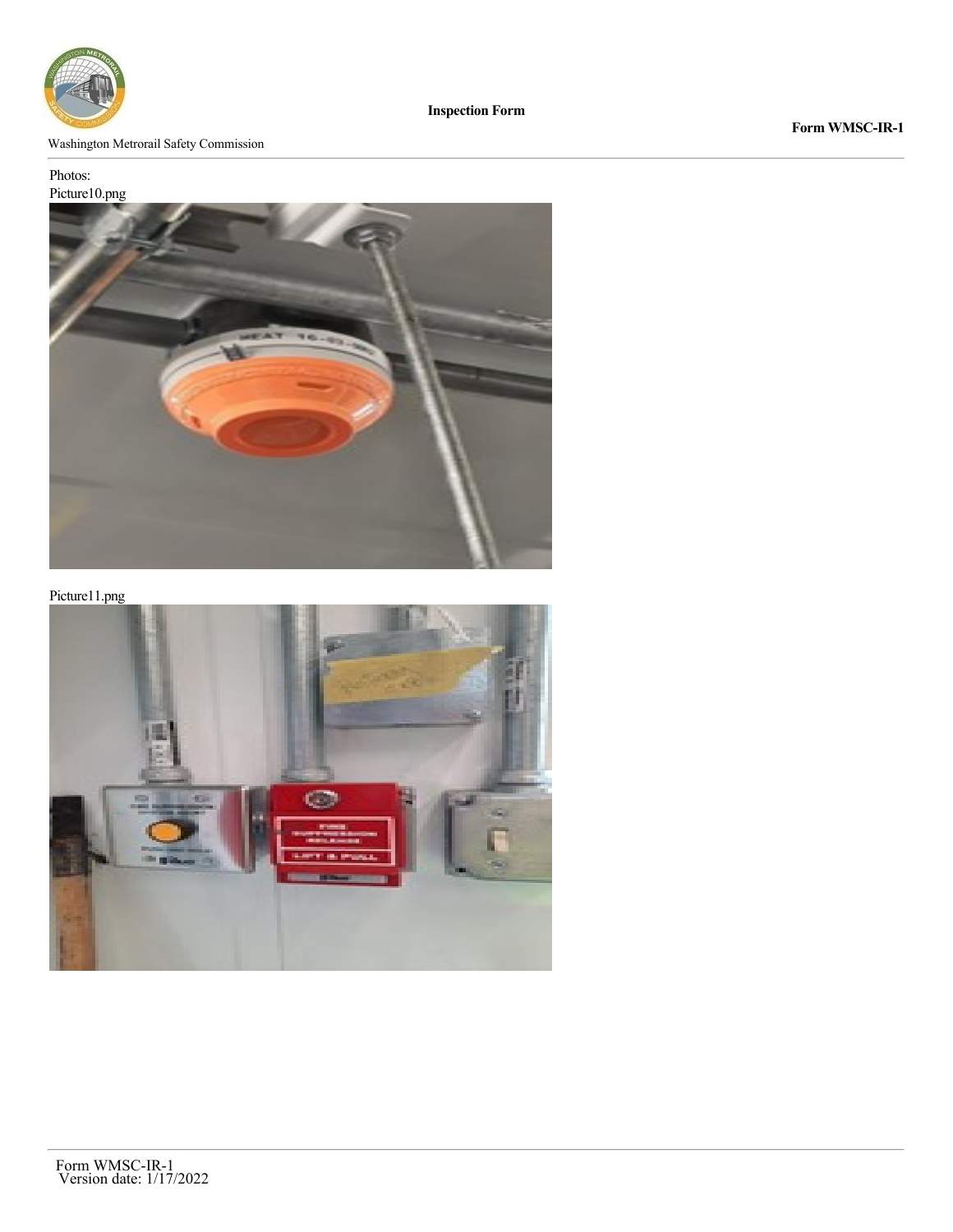Photos:

Picture10.png

Picture11.png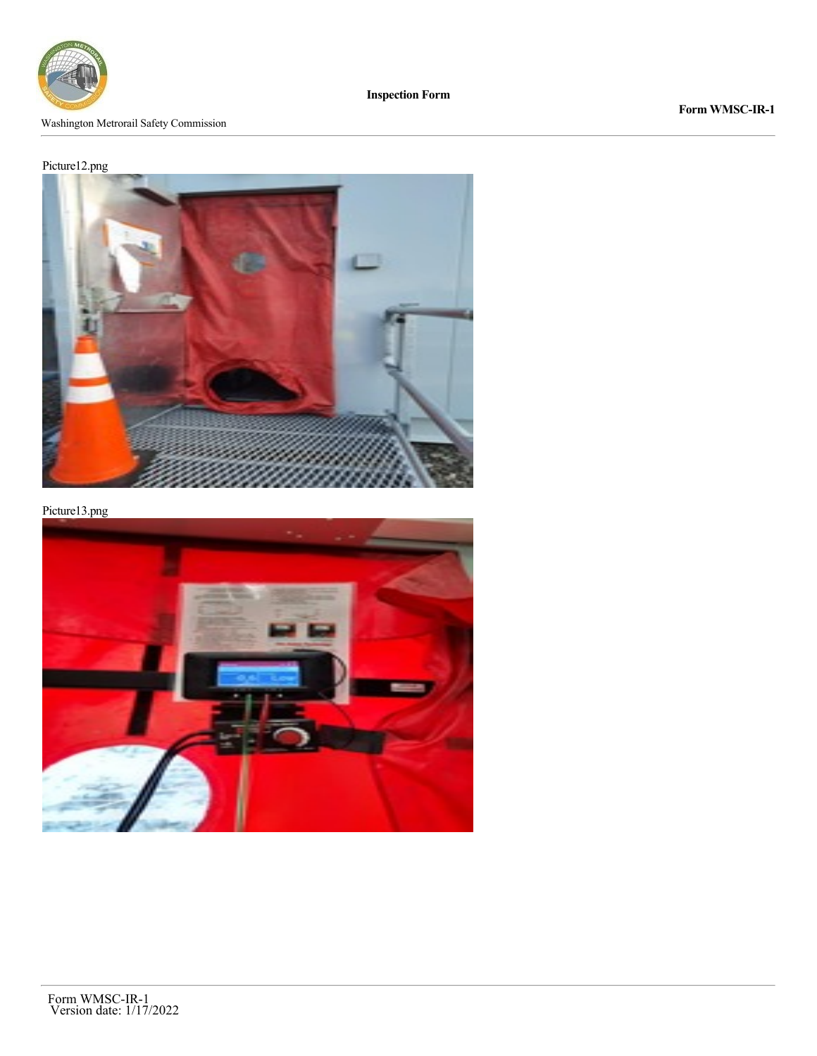Picture12.png

Picture13.png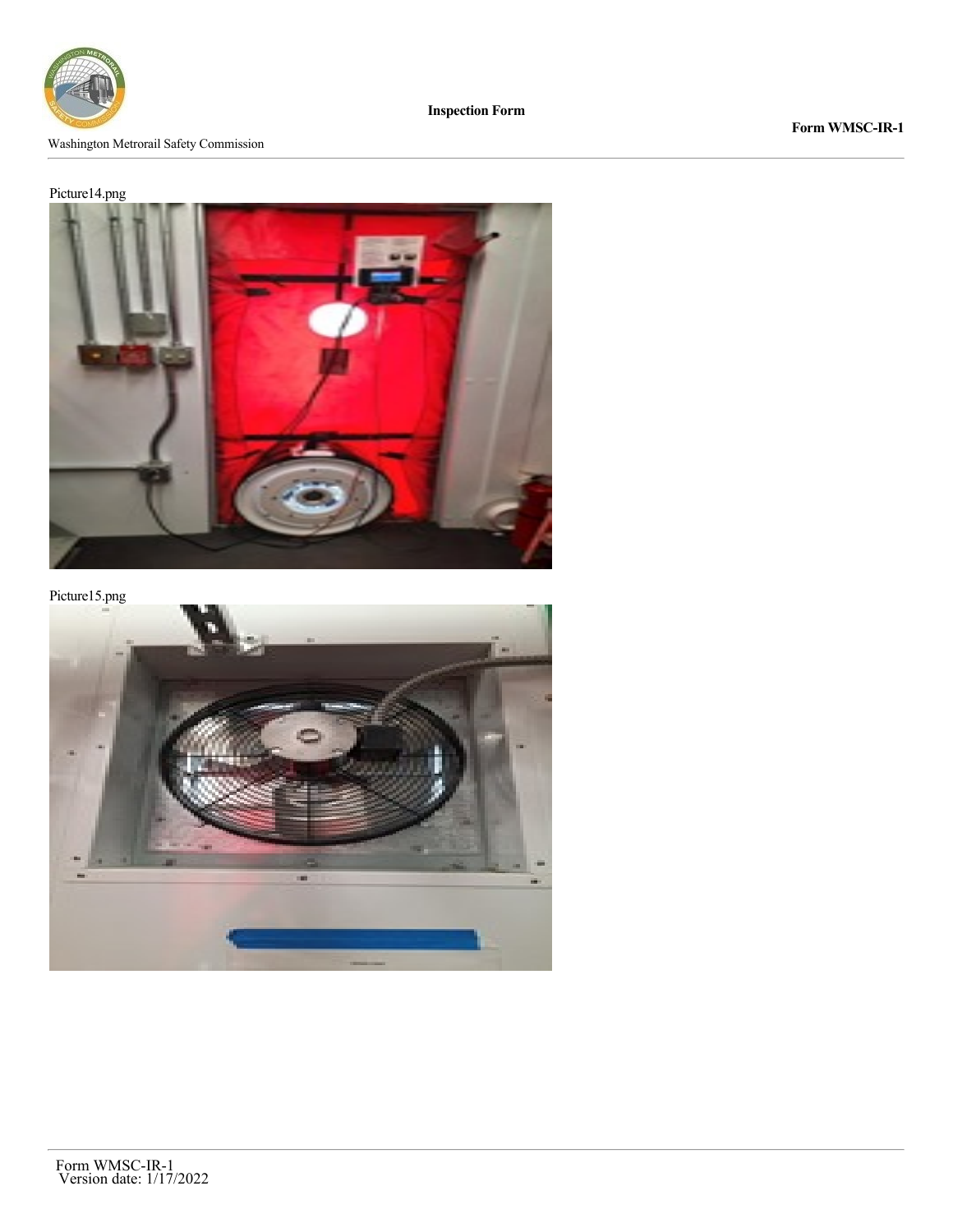Picture14.png

Picture15.png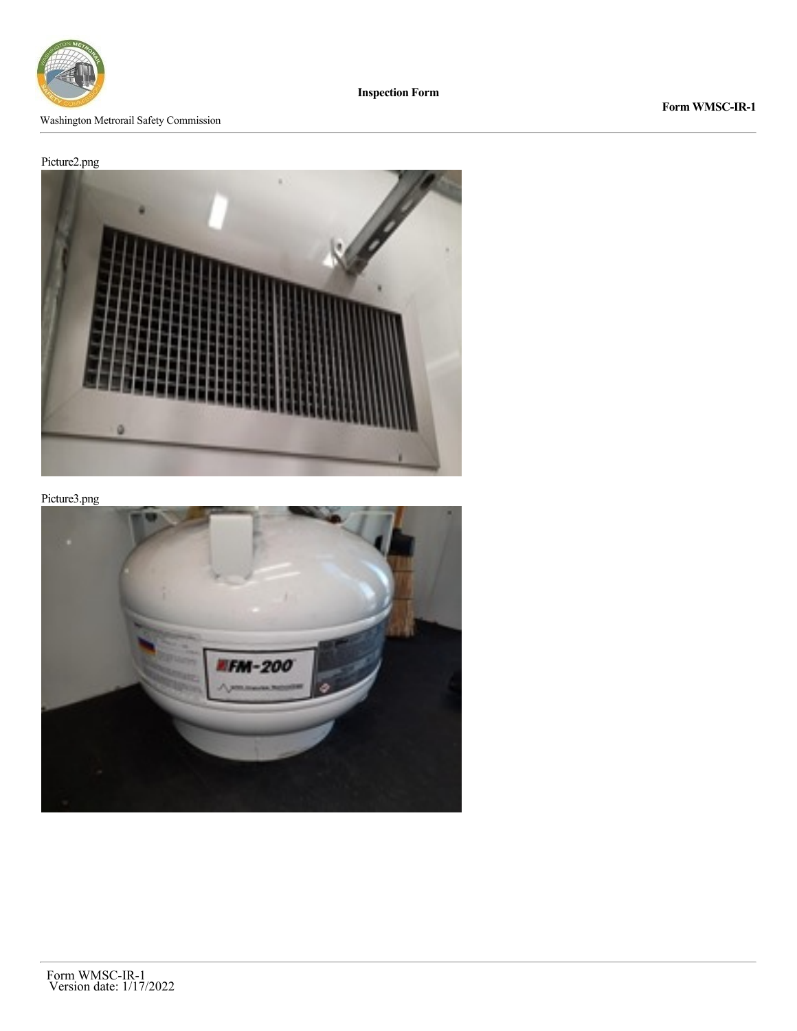Picture2.png

Picture3.png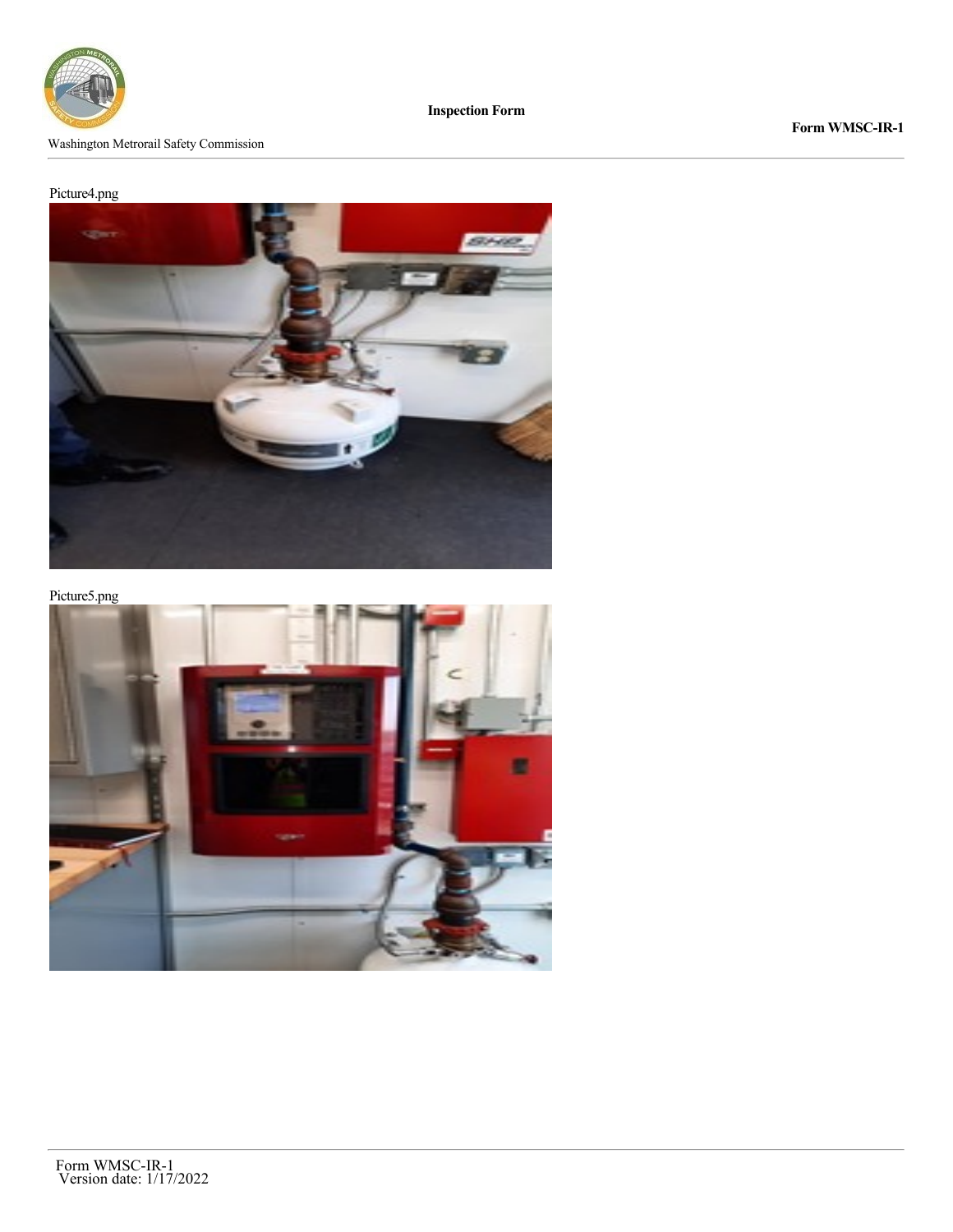Picture4.png

Picture5.png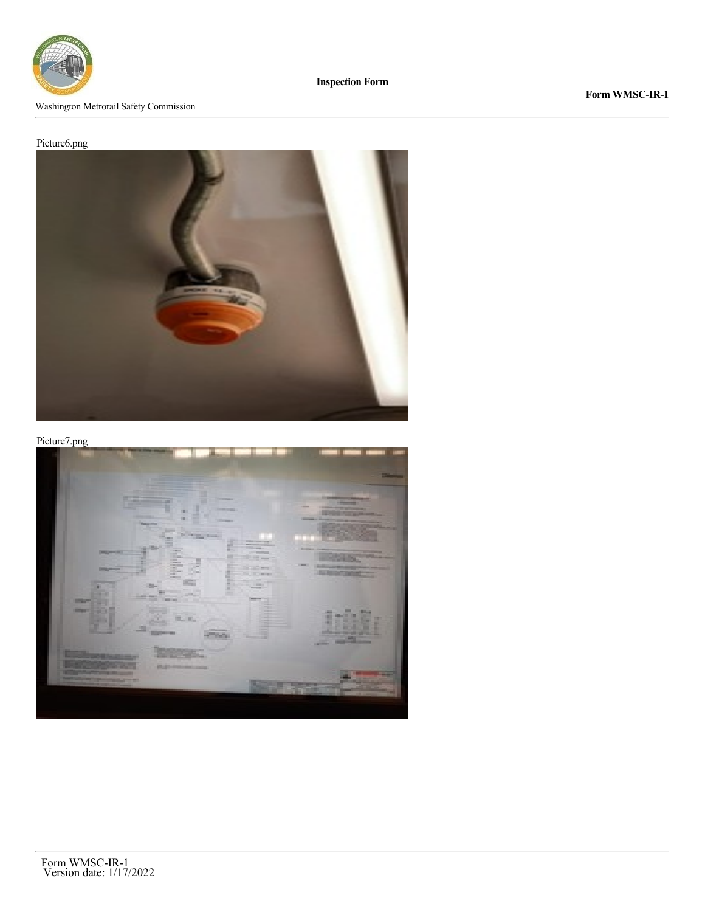Picture6.png

Picture7.png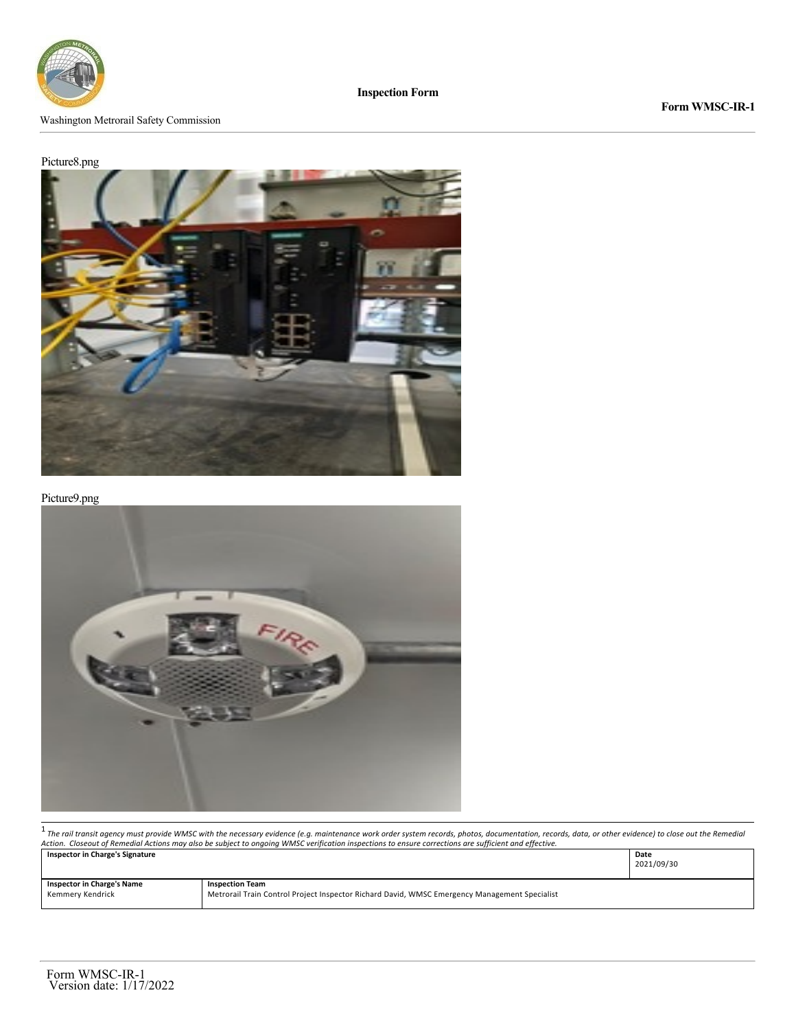Picture8.png

Picture9.png

[1] *The rail transit agency must provide WMSC with the necessary evidence (e.g. maintenance work order system records, photos, documentation, records, data, or other evidence) to close out the Remedial Action. Closeout of Remedial Actions may also be subject to ongoing WMSC verification inspections to ensure corrections are sufficient and effective.*

| | |
|---|---|
| **Inspector in Charge's Signature** | **Date** 2021/09/30 |
| **Inspector in Charge's Name** Kemmery Kendrick | **Inspection Team** Metrorail Train Control Project Inspector Richard David, WMSC Emergency Management Specialist |